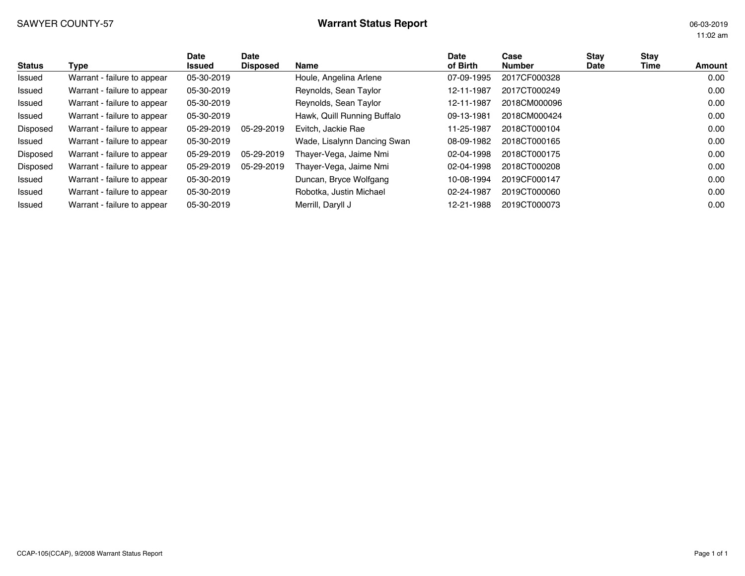SAWYER COUNTY-57

# Warrant Status Report

06-03-2019
11:02 am

| Status | Type | Date Issued | Date Disposed | Name | Date of Birth | Case Number | Stay Date | Stay Time | Amount |
|---|---|---|---|---|---|---|---|---|---|
| Issued | Warrant - failure to appear | 05-30-2019 | | Houle, Angelina Arlene | 07-09-1995 | 2017CF000328 | | | 0.00 |
| Issued | Warrant - failure to appear | 05-30-2019 | | Reynolds, Sean Taylor | 12-11-1987 | 2017CT000249 | | | 0.00 |
| Issued | Warrant - failure to appear | 05-30-2019 | | Reynolds, Sean Taylor | 12-11-1987 | 2018CM000096 | | | 0.00 |
| Issued | Warrant - failure to appear | 05-30-2019 | | Hawk, Quill Running Buffalo | 09-13-1981 | 2018CM000424 | | | 0.00 |
| Disposed | Warrant - failure to appear | 05-29-2019 | 05-29-2019 | Evitch, Jackie Rae | 11-25-1987 | 2018CT000104 | | | 0.00 |
| Issued | Warrant - failure to appear | 05-30-2019 | | Wade, Lisalynn Dancing Swan | 08-09-1982 | 2018CT000165 | | | 0.00 |
| Disposed | Warrant - failure to appear | 05-29-2019 | 05-29-2019 | Thayer-Vega, Jaime Nmi | 02-04-1998 | 2018CT000175 | | | 0.00 |
| Disposed | Warrant - failure to appear | 05-29-2019 | 05-29-2019 | Thayer-Vega, Jaime Nmi | 02-04-1998 | 2018CT000208 | | | 0.00 |
| Issued | Warrant - failure to appear | 05-30-2019 | | Duncan, Bryce Wolfgang | 10-08-1994 | 2019CF000147 | | | 0.00 |
| Issued | Warrant - failure to appear | 05-30-2019 | | Robotka, Justin Michael | 02-24-1987 | 2019CT000060 | | | 0.00 |
| Issued | Warrant - failure to appear | 05-30-2019 | | Merrill, Daryll J | 12-21-1988 | 2019CT000073 | | | 0.00 |

CCAP-105(CCAP), 9/2008 Warrant Status Report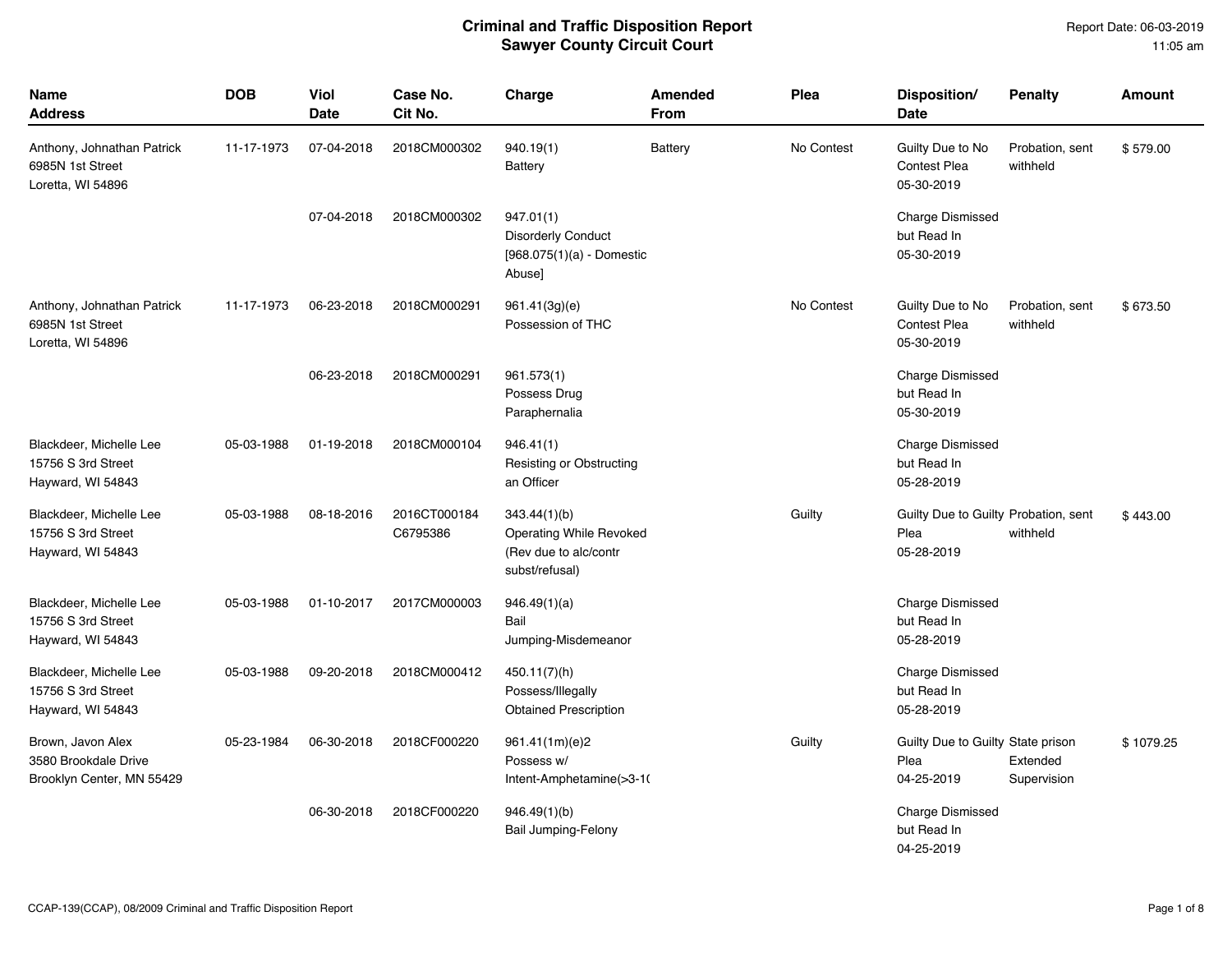# Criminal and Traffic Disposition Report
## Sawyer County Circuit Court

Report Date: 06-03-2019
11:05 am

| Name<br>Address | DOB | Viol<br>Date | Case No.<br>Cit No. | Charge | Amended<br>From | Plea | Disposition/<br>Date | Penalty | Amount |
|---|---|---|---|---|---|---|---|---|---|
| Anthony, Johnathan Patrick<br>6985N 1st Street<br>Loretta, WI 54896 | 11-17-1973 | 07-04-2018 | 2018CM000302 | 940.19(1)<br>Battery | Battery | No Contest | Guilty Due to No Contest Plea<br>05-30-2019 | Probation, sent withheld | $ 579.00 |
| | | 07-04-2018 | 2018CM000302 | 947.01(1)<br>Disorderly Conduct<br>[968.075(1)(a) - Domestic Abuse] | | | Charge Dismissed but Read In<br>05-30-2019 | | |
| Anthony, Johnathan Patrick<br>6985N 1st Street<br>Loretta, WI 54896 | 11-17-1973 | 06-23-2018 | 2018CM000291 | 961.41(3g)(e)<br>Possession of THC | | No Contest | Guilty Due to No Contest Plea<br>05-30-2019 | Probation, sent withheld | $ 673.50 |
| | | 06-23-2018 | 2018CM000291 | 961.573(1)<br>Possess Drug Paraphernalia | | | Charge Dismissed but Read In<br>05-30-2019 | | |
| Blackdeer, Michelle Lee<br>15756 S 3rd Street<br>Hayward, WI 54843 | 05-03-1988 | 01-19-2018 | 2018CM000104 | 946.41(1)<br>Resisting or Obstructing an Officer | | | Charge Dismissed but Read In<br>05-28-2019 | | |
| Blackdeer, Michelle Lee<br>15756 S 3rd Street<br>Hayward, WI 54843 | 05-03-1988 | 08-18-2016 | 2016CT000184<br>C6795386 | 343.44(1)(b)<br>Operating While Revoked (Rev due to alc/contr subst/refusal) | | Guilty | Guilty Due to Guilty Plea<br>05-28-2019 | Probation, sent withheld | $ 443.00 |
| Blackdeer, Michelle Lee<br>15756 S 3rd Street<br>Hayward, WI 54843 | 05-03-1988 | 01-10-2017 | 2017CM000003 | 946.49(1)(a)<br>Bail Jumping-Misdemeanor | | | Charge Dismissed but Read In<br>05-28-2019 | | |
| Blackdeer, Michelle Lee<br>15756 S 3rd Street<br>Hayward, WI 54843 | 05-03-1988 | 09-20-2018 | 2018CM000412 | 450.11(7)(h)<br>Possess/Illegally Obtained Prescription | | | Charge Dismissed but Read In<br>05-28-2019 | | |
| Brown, Javon Alex<br>3580 Brookdale Drive<br>Brooklyn Center, MN 55429 | 05-23-1984 | 06-30-2018 | 2018CF000220 | 961.41(1m)(e)2<br>Possess w/ Intent-Amphetamine(>3-1( | | Guilty | Guilty Due to Guilty Plea<br>04-25-2019 | State prison Extended Supervision | $ 1079.25 |
| | | 06-30-2018 | 2018CF000220 | 946.49(1)(b)<br>Bail Jumping-Felony | | | Charge Dismissed but Read In<br>04-25-2019 | | |

CCAP-139(CCAP), 08/2009 Criminal and Traffic Disposition Report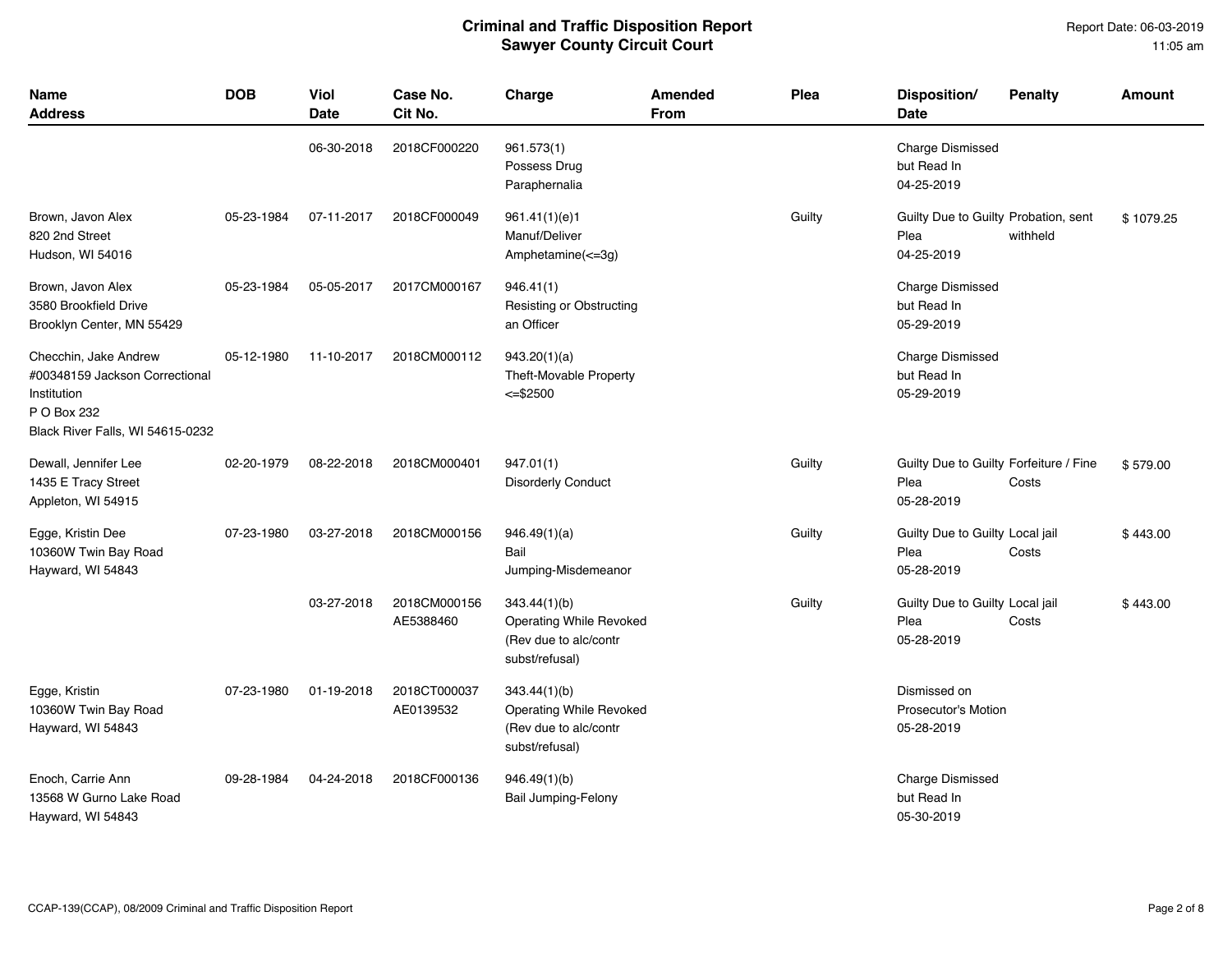# Criminal and Traffic Disposition Report
## Sawyer County Circuit Court

Report Date: 06-03-2019
11:05 am

| Name Address | DOB | Viol Date | Case No. Cit No. | Charge | Amended From | Plea | Disposition/ Date | Penalty | Amount |
|---|---|---|---|---|---|---|---|---|---|
| | | 06-30-2018 | 2018CF000220 | 961.573(1) Possess Drug Paraphernalia | | | Charge Dismissed but Read In 04-25-2019 | | |
| Brown, Javon Alex 820 2nd Street Hudson, WI 54016 | 05-23-1984 | 07-11-2017 | 2018CF000049 | 961.41(1)(e)1 Manuf/Deliver Amphetamine(<=3g) | | Guilty | Guilty Due to Guilty Plea 04-25-2019 | Probation, sent withheld | $ 1079.25 |
| Brown, Javon Alex 3580 Brookfield Drive Brooklyn Center, MN 55429 | 05-23-1984 | 05-05-2017 | 2017CM000167 | 946.41(1) Resisting or Obstructing an Officer | | | Charge Dismissed but Read In 05-29-2019 | | |
| Checchin, Jake Andrew #00348159 Jackson Correctional Institution P O Box 232 Black River Falls, WI 54615-0232 | 05-12-1980 | 11-10-2017 | 2018CM000112 | 943.20(1)(a) Theft-Movable Property <=$2500 | | | Charge Dismissed but Read In 05-29-2019 | | |
| Dewall, Jennifer Lee 1435 E Tracy Street Appleton, WI 54915 | 02-20-1979 | 08-22-2018 | 2018CM000401 | 947.01(1) Disorderly Conduct | | Guilty | Guilty Due to Guilty Plea 05-28-2019 | Forfeiture / Fine Costs | $ 579.00 |
| Egge, Kristin Dee 10360W Twin Bay Road Hayward, WI 54843 | 07-23-1980 | 03-27-2018 | 2018CM000156 | 946.49(1)(a) Bail Jumping-Misdemeanor | | Guilty | Guilty Due to Guilty Plea 05-28-2019 | Local jail Costs | $ 443.00 |
| | | 03-27-2018 | 2018CM000156 AE5388460 | 343.44(1)(b) Operating While Revoked (Rev due to alc/contr subst/refusal) | | Guilty | Guilty Due to Guilty Plea 05-28-2019 | Local jail Costs | $ 443.00 |
| Egge, Kristin 10360W Twin Bay Road Hayward, WI 54843 | 07-23-1980 | 01-19-2018 | 2018CT000037 AE0139532 | 343.44(1)(b) Operating While Revoked (Rev due to alc/contr subst/refusal) | | | Dismissed on Prosecutor's Motion 05-28-2019 | | |
| Enoch, Carrie Ann 13568 W Gurno Lake Road Hayward, WI 54843 | 09-28-1984 | 04-24-2018 | 2018CF000136 | 946.49(1)(b) Bail Jumping-Felony | | | Charge Dismissed but Read In 05-30-2019 | | |

CCAP-139(CCAP), 08/2009 Criminal and Traffic Disposition Report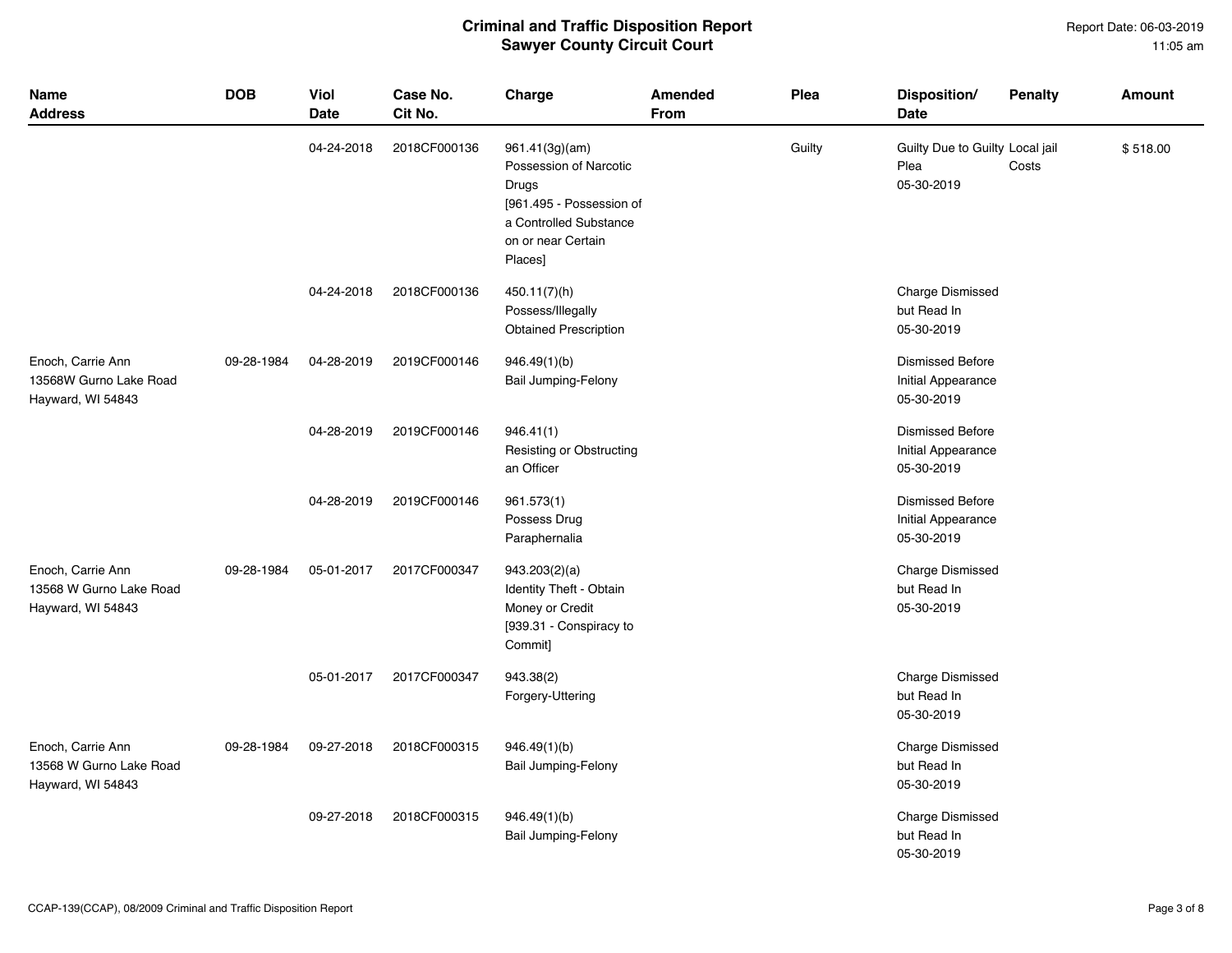# Criminal and Traffic Disposition Report
## Sawyer County Circuit Court

Report Date: 06-03-2019
11:05 am

| Name Address | DOB | Viol Date | Case No. Cit No. | Charge | Amended From | Plea | Disposition/ Date | Penalty | Amount |
|---|---|---|---|---|---|---|---|---|---|
| | | 04-24-2018 | 2018CF000136 | 961.41(3g)(am) Possession of Narcotic Drugs [961.495 - Possession of a Controlled Substance on or near Certain Places] | | Guilty | Guilty Due to Guilty Plea 05-30-2019 | Local jail Costs | $ 518.00 |
| | | 04-24-2018 | 2018CF000136 | 450.11(7)(h) Possess/Illegally Obtained Prescription | | | Charge Dismissed but Read In 05-30-2019 | | |
| Enoch, Carrie Ann 13568W Gurno Lake Road Hayward, WI 54843 | 09-28-1984 | 04-28-2019 | 2019CF000146 | 946.49(1)(b) Bail Jumping-Felony | | | Dismissed Before Initial Appearance 05-30-2019 | | |
| | | 04-28-2019 | 2019CF000146 | 946.41(1) Resisting or Obstructing an Officer | | | Dismissed Before Initial Appearance 05-30-2019 | | |
| | | 04-28-2019 | 2019CF000146 | 961.573(1) Possess Drug Paraphernalia | | | Dismissed Before Initial Appearance 05-30-2019 | | |
| Enoch, Carrie Ann 13568 W Gurno Lake Road Hayward, WI 54843 | 09-28-1984 | 05-01-2017 | 2017CF000347 | 943.203(2)(a) Identity Theft - Obtain Money or Credit [939.31 - Conspiracy to Commit] | | | Charge Dismissed but Read In 05-30-2019 | | |
| | | 05-01-2017 | 2017CF000347 | 943.38(2) Forgery-Uttering | | | Charge Dismissed but Read In 05-30-2019 | | |
| Enoch, Carrie Ann 13568 W Gurno Lake Road Hayward, WI 54843 | 09-28-1984 | 09-27-2018 | 2018CF000315 | 946.49(1)(b) Bail Jumping-Felony | | | Charge Dismissed but Read In 05-30-2019 | | |
| | | 09-27-2018 | 2018CF000315 | 946.49(1)(b) Bail Jumping-Felony | | | Charge Dismissed but Read In 05-30-2019 | | |

CCAP-139(CCAP), 08/2009 Criminal and Traffic Disposition Report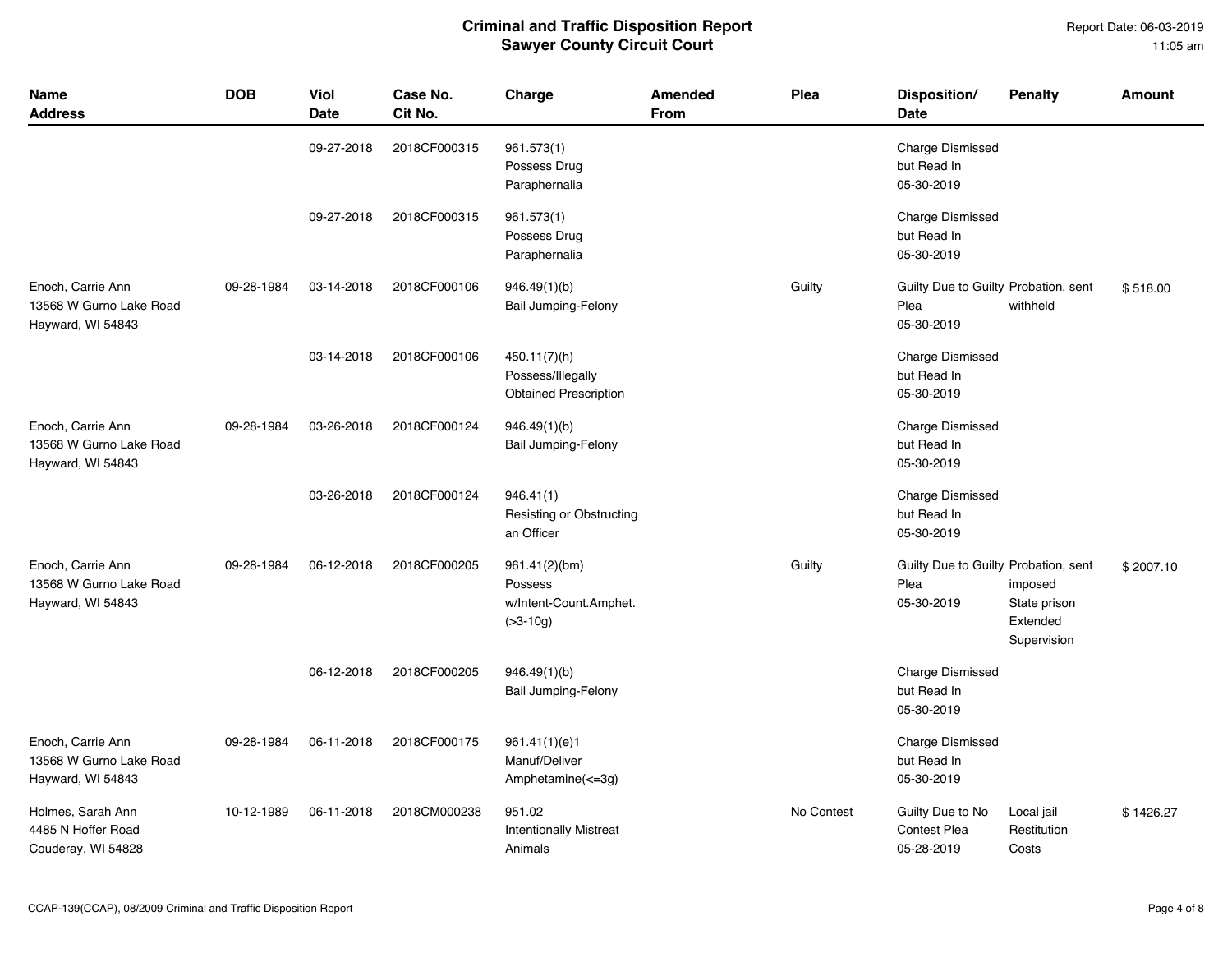# Criminal and Traffic Disposition Report
## Sawyer County Circuit Court

Report Date: 06-03-2019
11:05 am

| Name Address | DOB | Viol Date | Case No. Cit No. | Charge | Amended From | Plea | Disposition/ Date | Penalty | Amount |
|---|---|---|---|---|---|---|---|---|---|
| | | 09-27-2018 | 2018CF000315 | 961.573(1) Possess Drug Paraphernalia | | | Charge Dismissed but Read In 05-30-2019 | | |
| | | 09-27-2018 | 2018CF000315 | 961.573(1) Possess Drug Paraphernalia | | | Charge Dismissed but Read In 05-30-2019 | | |
| Enoch, Carrie Ann 13568 W Gurno Lake Road Hayward, WI 54843 | 09-28-1984 | 03-14-2018 | 2018CF000106 | 946.49(1)(b) Bail Jumping-Felony | | Guilty | Guilty Due to Guilty Plea 05-30-2019 | Probation, sent withheld | $ 518.00 |
| | | 03-14-2018 | 2018CF000106 | 450.11(7)(h) Possess/Illegally Obtained Prescription | | | Charge Dismissed but Read In 05-30-2019 | | |
| Enoch, Carrie Ann 13568 W Gurno Lake Road Hayward, WI 54843 | 09-28-1984 | 03-26-2018 | 2018CF000124 | 946.49(1)(b) Bail Jumping-Felony | | | Charge Dismissed but Read In 05-30-2019 | | |
| | | 03-26-2018 | 2018CF000124 | 946.41(1) Resisting or Obstructing an Officer | | | Charge Dismissed but Read In 05-30-2019 | | |
| Enoch, Carrie Ann 13568 W Gurno Lake Road Hayward, WI 54843 | 09-28-1984 | 06-12-2018 | 2018CF000205 | 961.41(2)(bm) Possess w/Intent-Count.Amphet. (>3-10g) | | Guilty | Guilty Due to Guilty Plea 05-30-2019 | Probation, sent imposed State prison Extended Supervision | $ 2007.10 |
| | | 06-12-2018 | 2018CF000205 | 946.49(1)(b) Bail Jumping-Felony | | | Charge Dismissed but Read In 05-30-2019 | | |
| Enoch, Carrie Ann 13568 W Gurno Lake Road Hayward, WI 54843 | 09-28-1984 | 06-11-2018 | 2018CF000175 | 961.41(1)(e)1 Manuf/Deliver Amphetamine(<=3g) | | | Charge Dismissed but Read In 05-30-2019 | | |
| Holmes, Sarah Ann 4485 N Hoffer Road Couderay, WI 54828 | 10-12-1989 | 06-11-2018 | 2018CM000238 | 951.02 Intentionally Mistreat Animals | | No Contest | Guilty Due to No Contest Plea 05-28-2019 | Local jail Restitution Costs | $ 1426.27 |

CCAP-139(CCAP), 08/2009 Criminal and Traffic Disposition Report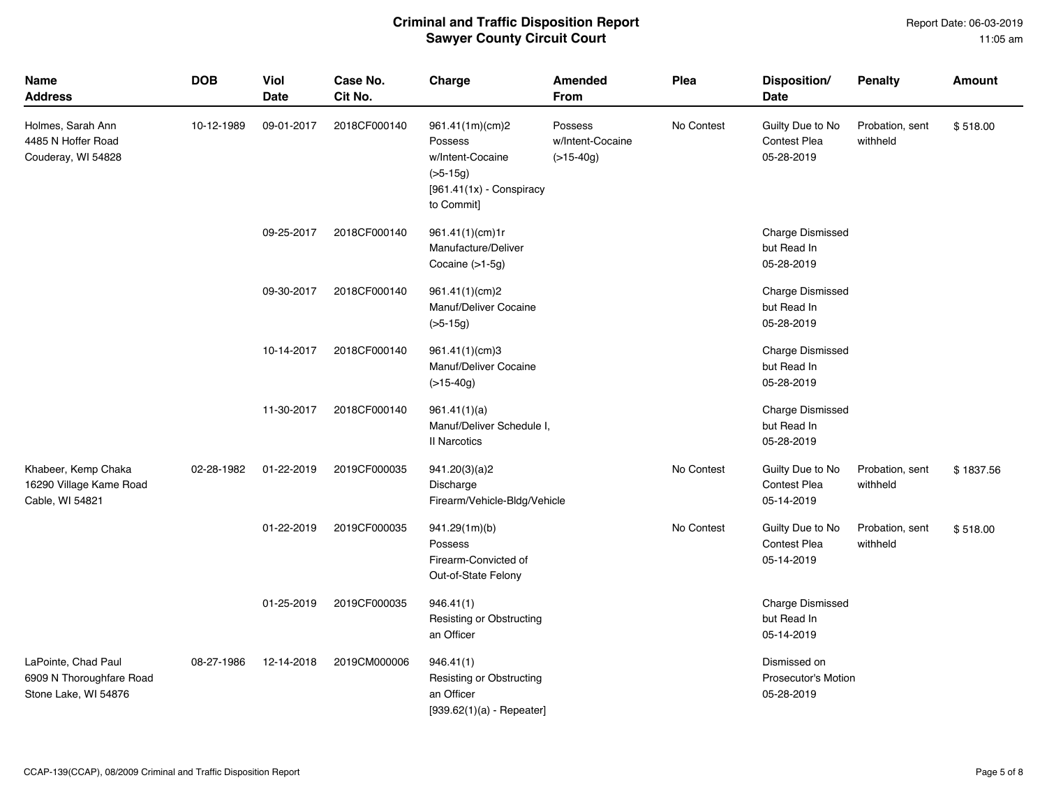# Criminal and Traffic Disposition Report
## Sawyer County Circuit Court

Report Date: 06-03-2019
11:05 am

| Name<br>Address | DOB | Viol<br>Date | Case No.<br>Cit No. | Charge | Amended<br>From | Plea | Disposition/<br>Date | Penalty | Amount |
|---|---|---|---|---|---|---|---|---|---|
| Holmes, Sarah Ann<br>4485 N Hoffer Road<br>Couderay, WI 54828 | 10-12-1989 | 09-01-2017 | 2018CF000140 | 961.41(1m)(cm)2<br>Possess<br>w/Intent-Cocaine<br>(>5-15g)<br>[961.41(1x) - Conspiracy<br>to Commit] | Possess<br>w/Intent-Cocaine<br>(>15-40g) | No Contest | Guilty Due to No<br>Contest Plea<br>05-28-2019 | Probation, sent<br>withheld | $ 518.00 |
| | | 09-25-2017 | 2018CF000140 | 961.41(1)(cm)1r<br>Manufacture/Deliver<br>Cocaine (>1-5g) | | | Charge Dismissed<br>but Read In<br>05-28-2019 | | |
| | | 09-30-2017 | 2018CF000140 | 961.41(1)(cm)2<br>Manuf/Deliver Cocaine<br>(>5-15g) | | | Charge Dismissed<br>but Read In<br>05-28-2019 | | |
| | | 10-14-2017 | 2018CF000140 | 961.41(1)(cm)3<br>Manuf/Deliver Cocaine<br>(>15-40g) | | | Charge Dismissed<br>but Read In<br>05-28-2019 | | |
| | | 11-30-2017 | 2018CF000140 | 961.41(1)(a)<br>Manuf/Deliver Schedule I,<br>II Narcotics | | | Charge Dismissed<br>but Read In<br>05-28-2019 | | |
| Khabeer, Kemp Chaka<br>16290 Village Kame Road<br>Cable, WI 54821 | 02-28-1982 | 01-22-2019 | 2019CF000035 | 941.20(3)(a)2<br>Discharge<br>Firearm/Vehicle-Bldg/Vehicle | | No Contest | Guilty Due to No<br>Contest Plea<br>05-14-2019 | Probation, sent<br>withheld | $ 1837.56 |
| | | 01-22-2019 | 2019CF000035 | 941.29(1m)(b)<br>Possess<br>Firearm-Convicted of<br>Out-of-State Felony | | No Contest | Guilty Due to No<br>Contest Plea<br>05-14-2019 | Probation, sent<br>withheld | $ 518.00 |
| | | 01-25-2019 | 2019CF000035 | 946.41(1)<br>Resisting or Obstructing<br>an Officer | | | Charge Dismissed<br>but Read In<br>05-14-2019 | | |
| LaPointe, Chad Paul<br>6909 N Thoroughfare Road<br>Stone Lake, WI 54876 | 08-27-1986 | 12-14-2018 | 2019CM000006 | 946.41(1)<br>Resisting or Obstructing<br>an Officer<br>[939.62(1)(a) - Repeater] | | | Dismissed on<br>Prosecutor's Motion<br>05-28-2019 | | |

CCAP-139(CCAP), 08/2009 Criminal and Traffic Disposition Report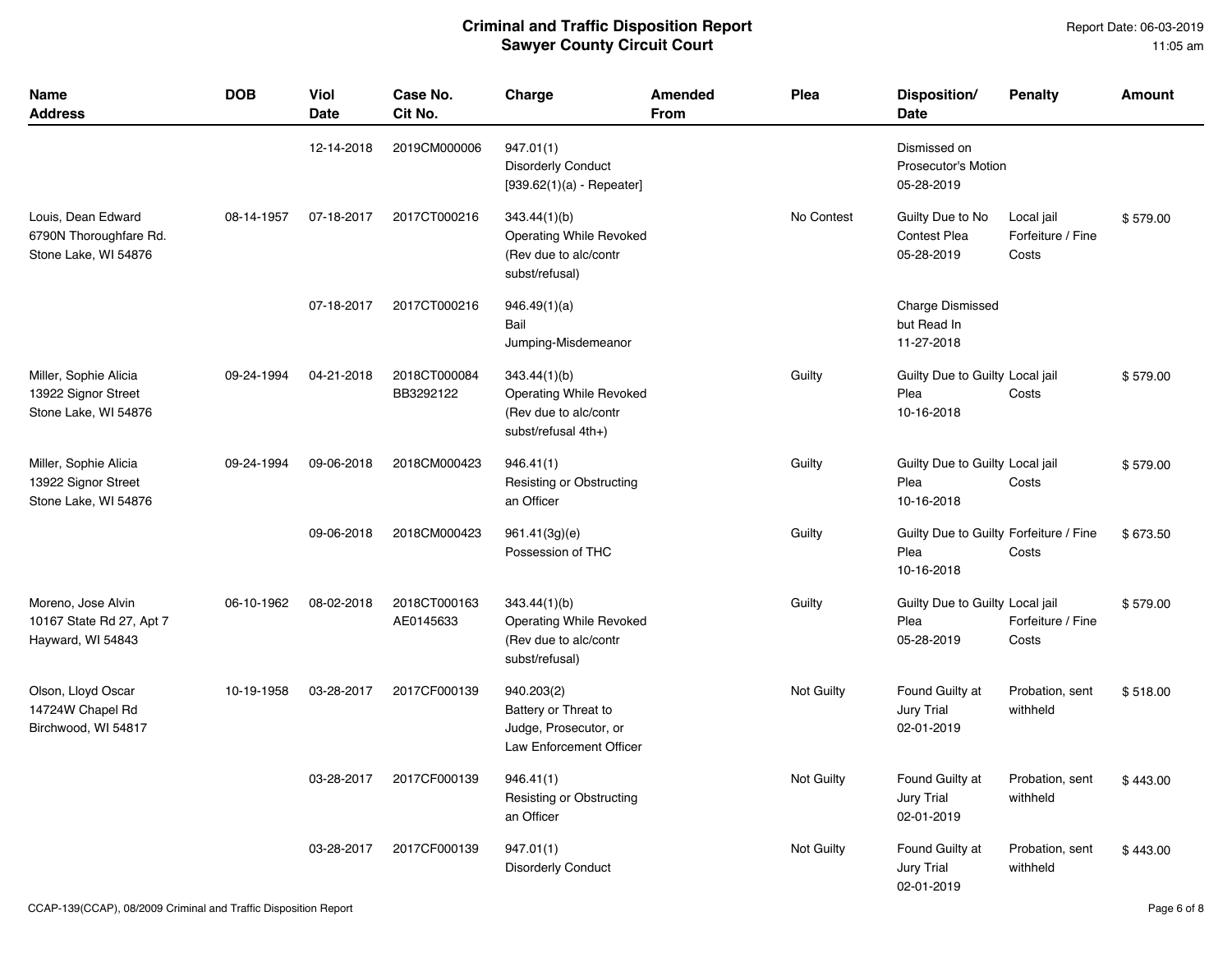# Criminal and Traffic Disposition Report
## Sawyer County Circuit Court

Report Date: 06-03-2019
11:05 am

| Name<br>Address | DOB | Viol Date | Case No.<br>Cit No. | Charge | Amended From | Plea | Disposition/<br>Date | Penalty | Amount |
|---|---|---|---|---|---|---|---|---|---|
| | | 12-14-2018 | 2019CM000006 | 947.01(1)<br>Disorderly Conduct<br>[939.62(1)(a) - Repeater] | | | Dismissed on Prosecutor's Motion<br>05-28-2019 | | |
| Louis, Dean Edward<br>6790N Thoroughfare Rd.<br>Stone Lake, WI 54876 | 08-14-1957 | 07-18-2017 | 2017CT000216 | 343.44(1)(b)<br>Operating While Revoked (Rev due to alc/contr subst/refusal) | | No Contest | Guilty Due to No Contest Plea<br>05-28-2019 | Local jail<br>Forfeiture / Fine<br>Costs | $ 579.00 |
| | | 07-18-2017 | 2017CT000216 | 946.49(1)(a)<br>Bail Jumping-Misdemeanor | | | Charge Dismissed but Read In<br>11-27-2018 | | |
| Miller, Sophie Alicia<br>13922 Signor Street<br>Stone Lake, WI 54876 | 09-24-1994 | 04-21-2018 | 2018CT000084<br>BB3292122 | 343.44(1)(b)<br>Operating While Revoked (Rev due to alc/contr subst/refusal 4th+) | | Guilty | Guilty Due to Guilty Plea<br>10-16-2018 | Local jail<br>Costs | $ 579.00 |
| Miller, Sophie Alicia<br>13922 Signor Street<br>Stone Lake, WI 54876 | 09-24-1994 | 09-06-2018 | 2018CM000423 | 946.41(1)<br>Resisting or Obstructing an Officer | | Guilty | Guilty Due to Guilty Plea<br>10-16-2018 | Local jail<br>Costs | $ 579.00 |
| | | 09-06-2018 | 2018CM000423 | 961.41(3g)(e)<br>Possession of THC | | Guilty | Guilty Due to Guilty Plea<br>10-16-2018 | Forfeiture / Fine<br>Costs | $ 673.50 |
| Moreno, Jose Alvin<br>10167 State Rd 27, Apt 7<br>Hayward, WI 54843 | 06-10-1962 | 08-02-2018 | 2018CT000163<br>AE0145633 | 343.44(1)(b)<br>Operating While Revoked (Rev due to alc/contr subst/refusal) | | Guilty | Guilty Due to Guilty Plea<br>05-28-2019 | Local jail<br>Forfeiture / Fine<br>Costs | $ 579.00 |
| Olson, Lloyd Oscar<br>14724W Chapel Rd<br>Birchwood, WI 54817 | 10-19-1958 | 03-28-2017 | 2017CF000139 | 940.203(2)<br>Battery or Threat to Judge, Prosecutor, or Law Enforcement Officer | | Not Guilty | Found Guilty at Jury Trial<br>02-01-2019 | Probation, sent withheld | $ 518.00 |
| | | 03-28-2017 | 2017CF000139 | 946.41(1)<br>Resisting or Obstructing an Officer | | Not Guilty | Found Guilty at Jury Trial<br>02-01-2019 | Probation, sent withheld | $ 443.00 |
| | | 03-28-2017 | 2017CF000139 | 947.01(1)<br>Disorderly Conduct | | Not Guilty | Found Guilty at Jury Trial<br>02-01-2019 | Probation, sent withheld | $ 443.00 |

CCAP-139(CCAP), 08/2009 Criminal and Traffic Disposition Report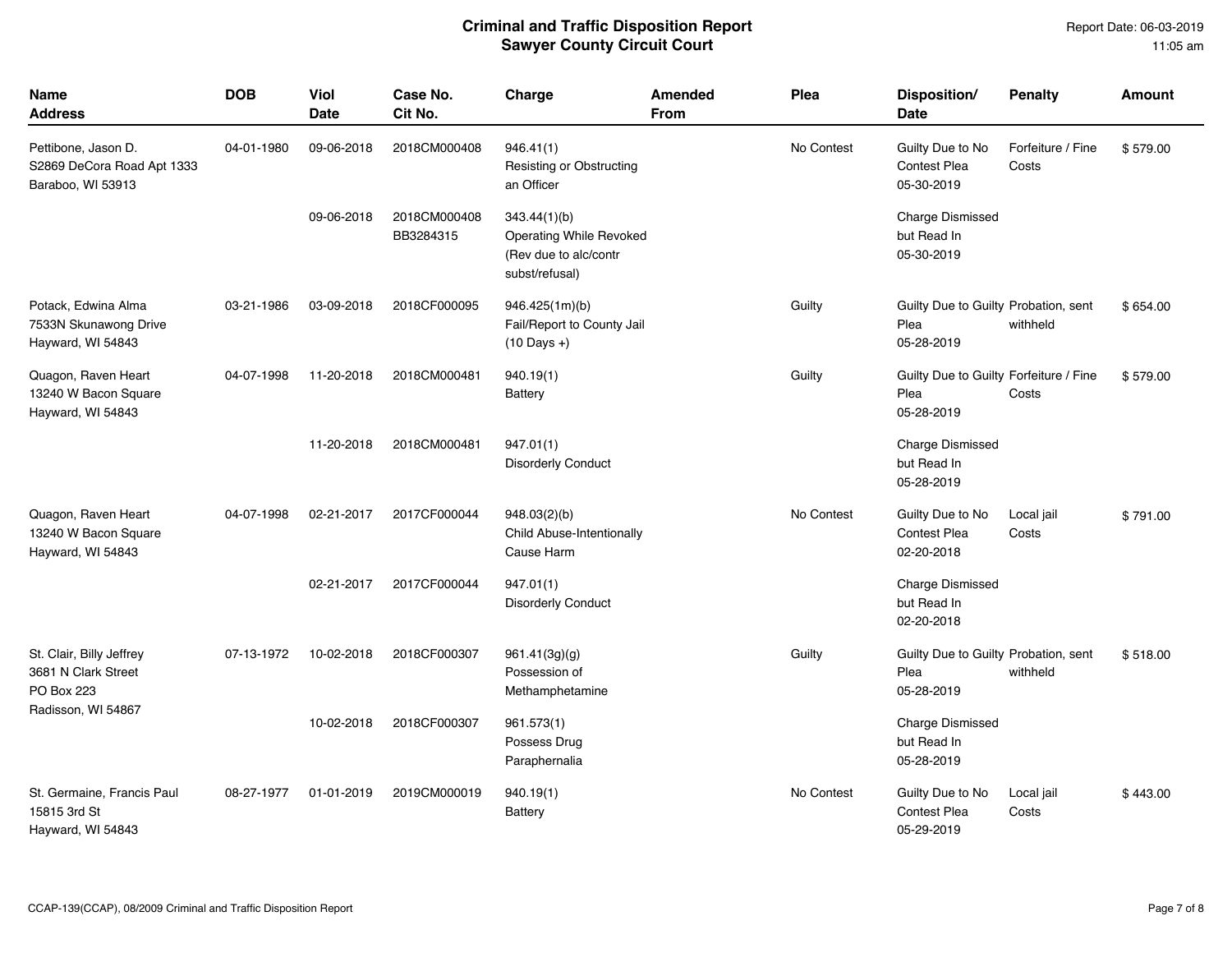# Criminal and Traffic Disposition Report
## Sawyer County Circuit Court

Report Date: 06-03-2019
11:05 am

| Name<br>Address | DOB | Viol<br>Date | Case No.<br>Cit No. | Charge | Amended<br>From | Plea | Disposition/<br>Date | Penalty | Amount |
|---|---|---|---|---|---|---|---|---|---|
| Pettibone, Jason D.<br>S2869 DeCora Road Apt 1333<br>Baraboo, WI 53913 | 04-01-1980 | 09-06-2018 | 2018CM000408 | 946.41(1)<br>Resisting or Obstructing an Officer | | No Contest | Guilty Due to No Contest Plea<br>05-30-2019 | Forfeiture / Fine<br>Costs | $ 579.00 |
| | | 09-06-2018 | 2018CM000408<br>BB3284315 | 343.44(1)(b)<br>Operating While Revoked (Rev due to alc/contr subst/refusal) | | | Charge Dismissed but Read In<br>05-30-2019 | | |
| Potack, Edwina Alma<br>7533N Skunawong Drive<br>Hayward, WI 54843 | 03-21-1986 | 03-09-2018 | 2018CF000095 | 946.425(1m)(b)<br>Fail/Report to County Jail (10 Days +) | | Guilty | Guilty Due to Guilty Plea<br>05-28-2019 | Probation, sent withheld | $ 654.00 |
| Quagon, Raven Heart<br>13240 W Bacon Square<br>Hayward, WI 54843 | 04-07-1998 | 11-20-2018 | 2018CM000481 | 940.19(1)<br>Battery | | Guilty | Guilty Due to Guilty Plea<br>05-28-2019 | Forfeiture / Fine<br>Costs | $ 579.00 |
| | | 11-20-2018 | 2018CM000481 | 947.01(1)<br>Disorderly Conduct | | | Charge Dismissed but Read In<br>05-28-2019 | | |
| Quagon, Raven Heart<br>13240 W Bacon Square<br>Hayward, WI 54843 | 04-07-1998 | 02-21-2017 | 2017CF000044 | 948.03(2)(b)<br>Child Abuse-Intentionally Cause Harm | | No Contest | Guilty Due to No Contest Plea<br>02-20-2018 | Local jail<br>Costs | $ 791.00 |
| | | 02-21-2017 | 2017CF000044 | 947.01(1)<br>Disorderly Conduct | | | Charge Dismissed but Read In<br>02-20-2018 | | |
| St. Clair, Billy Jeffrey<br>3681 N Clark Street<br>PO Box 223<br>Radisson, WI 54867 | 07-13-1972 | 10-02-2018 | 2018CF000307 | 961.41(3g)(g)<br>Possession of Methamphetamine | | Guilty | Guilty Due to Guilty Plea<br>05-28-2019 | Probation, sent withheld | $ 518.00 |
| | | 10-02-2018 | 2018CF000307 | 961.573(1)<br>Possess Drug Paraphernalia | | | Charge Dismissed but Read In<br>05-28-2019 | | |
| St. Germaine, Francis Paul<br>15815 3rd St<br>Hayward, WI 54843 | 08-27-1977 | 01-01-2019 | 2019CM000019 | 940.19(1)<br>Battery | | No Contest | Guilty Due to No Contest Plea<br>05-29-2019 | Local jail<br>Costs | $ 443.00 |

CCAP-139(CCAP), 08/2009 Criminal and Traffic Disposition Report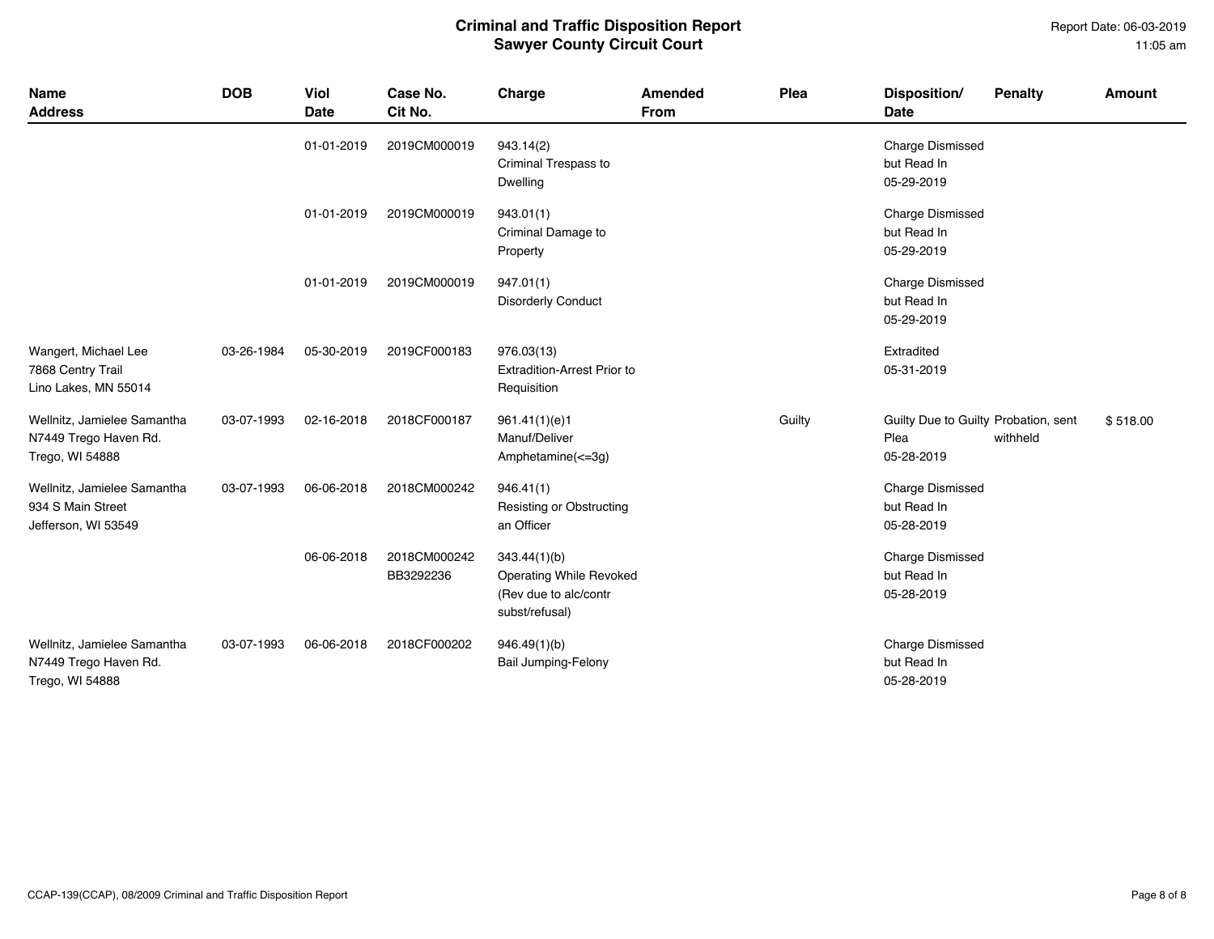# Criminal and Traffic Disposition Report
## Sawyer County Circuit Court

Report Date: 06-03-2019
11:05 am

| Name<br>Address | DOB | Viol<br>Date | Case No.<br>Cit No. | Charge | Amended<br>From | Plea | Disposition/<br>Date | Penalty | Amount |
|---|---|---|---|---|---|---|---|---|---|
| | | 01-01-2019 | 2019CM000019 | 943.14(2)<br>Criminal Trespass to Dwelling | | | Charge Dismissed but Read In<br>05-29-2019 | | |
| | | 01-01-2019 | 2019CM000019 | 943.01(1)<br>Criminal Damage to Property | | | Charge Dismissed but Read In<br>05-29-2019 | | |
| | | 01-01-2019 | 2019CM000019 | 947.01(1)<br>Disorderly Conduct | | | Charge Dismissed but Read In<br>05-29-2019 | | |
| Wangert, Michael Lee<br>7868 Centry Trail<br>Lino Lakes, MN 55014 | 03-26-1984 | 05-30-2019 | 2019CF000183 | 976.03(13)<br>Extradition-Arrest Prior to Requisition | | | Extradited<br>05-31-2019 | | |
| Wellnitz, Jamielee Samantha<br>N7449 Trego Haven Rd.<br>Trego, WI 54888 | 03-07-1993 | 02-16-2018 | 2018CF000187 | 961.41(1)(e)1<br>Manuf/Deliver Amphetamine(<=3g) | | Guilty | Guilty Due to Guilty Plea<br>05-28-2019 | Probation, sent withheld | $ 518.00 |
| Wellnitz, Jamielee Samantha<br>934 S Main Street<br>Jefferson, WI 53549 | 03-07-1993 | 06-06-2018 | 2018CM000242 | 946.41(1)<br>Resisting or Obstructing an Officer | | | Charge Dismissed but Read In<br>05-28-2019 | | |
| | | 06-06-2018 | 2018CM000242<br>BB3292236 | 343.44(1)(b)<br>Operating While Revoked (Rev due to alc/contr subst/refusal) | | | Charge Dismissed but Read In<br>05-28-2019 | | |
| Wellnitz, Jamielee Samantha<br>N7449 Trego Haven Rd.<br>Trego, WI 54888 | 03-07-1993 | 06-06-2018 | 2018CF000202 | 946.49(1)(b)<br>Bail Jumping-Felony | | | Charge Dismissed but Read In<br>05-28-2019 | | |

CCAP-139(CCAP), 08/2009 Criminal and Traffic Disposition Report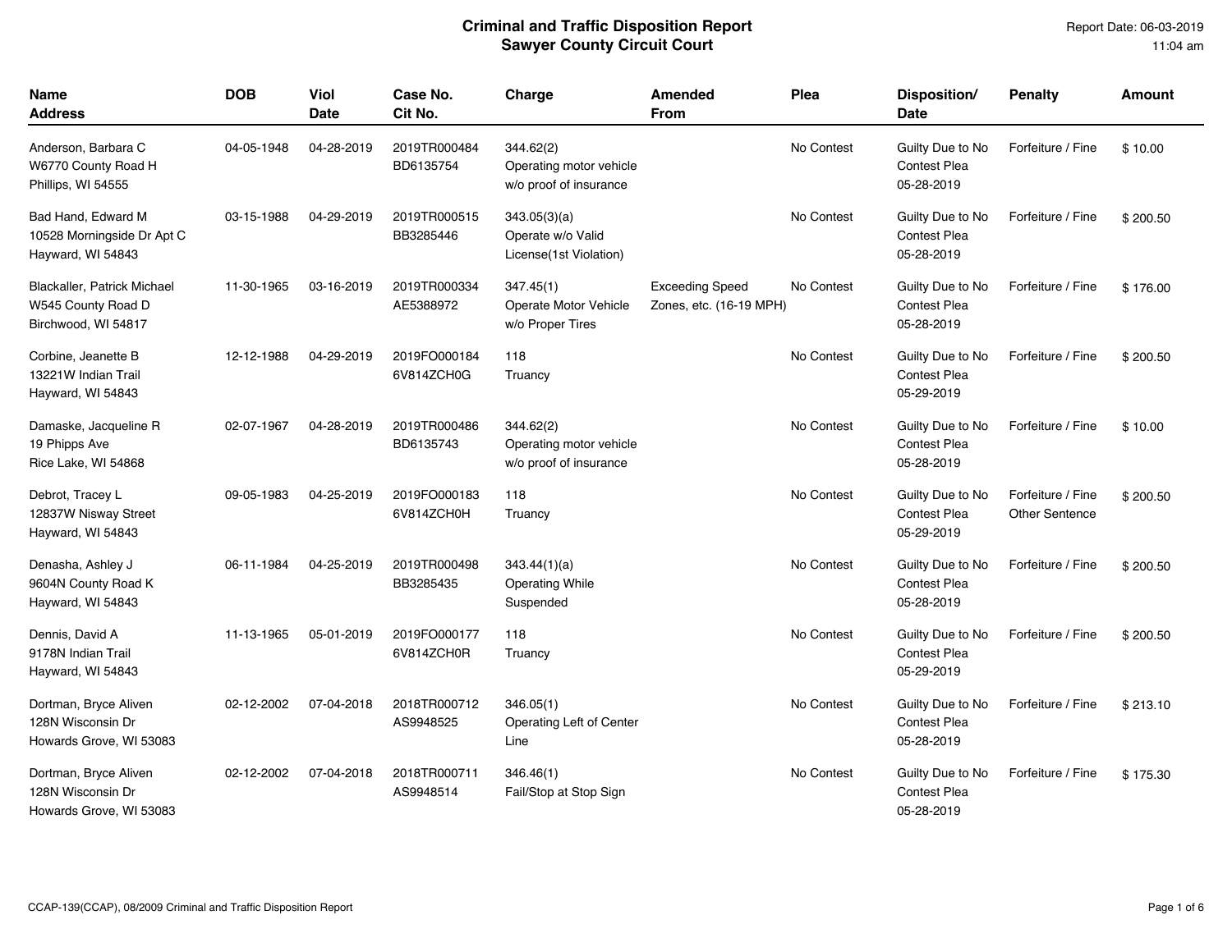# Criminal and Traffic Disposition Report
## Sawyer County Circuit Court

Report Date: 06-03-2019
11:04 am

| Name<br>Address | DOB | Viol<br>Date | Case No.<br>Cit No. | Charge | Amended<br>From | Plea | Disposition/<br>Date | Penalty | Amount |
|---|---|---|---|---|---|---|---|---|---|
| Anderson, Barbara C<br>W6770 County Road H<br>Phillips, WI 54555 | 04-05-1948 | 04-28-2019 | 2019TR000484<br>BD6135754 | 344.62(2)<br>Operating motor vehicle w/o proof of insurance | | No Contest | Guilty Due to No Contest Plea<br>05-28-2019 | Forfeiture / Fine | $ 10.00 |
| Bad Hand, Edward M<br>10528 Morningside Dr Apt C<br>Hayward, WI 54843 | 03-15-1988 | 04-29-2019 | 2019TR000515<br>BB3285446 | 343.05(3)(a)<br>Operate w/o Valid License(1st Violation) | | No Contest | Guilty Due to No Contest Plea<br>05-28-2019 | Forfeiture / Fine | $ 200.50 |
| Blackaller, Patrick Michael<br>W545 County Road D<br>Birchwood, WI 54817 | 11-30-1965 | 03-16-2019 | 2019TR000334<br>AE5388972 | 347.45(1)<br>Operate Motor Vehicle w/o Proper Tires | Exceeding Speed Zones, etc. (16-19 MPH) | No Contest | Guilty Due to No Contest Plea<br>05-28-2019 | Forfeiture / Fine | $ 176.00 |
| Corbine, Jeanette B<br>13221W Indian Trail<br>Hayward, WI 54843 | 12-12-1988 | 04-29-2019 | 2019FO000184<br>6V814ZCH0G | 118<br>Truancy | | No Contest | Guilty Due to No Contest Plea<br>05-29-2019 | Forfeiture / Fine | $ 200.50 |
| Damaske, Jacqueline R<br>19 Phipps Ave<br>Rice Lake, WI 54868 | 02-07-1967 | 04-28-2019 | 2019TR000486<br>BD6135743 | 344.62(2)<br>Operating motor vehicle w/o proof of insurance | | No Contest | Guilty Due to No Contest Plea<br>05-28-2019 | Forfeiture / Fine | $ 10.00 |
| Debrot, Tracey L<br>12837W Nisway Street<br>Hayward, WI 54843 | 09-05-1983 | 04-25-2019 | 2019FO000183<br>6V814ZCH0H | 118<br>Truancy | | No Contest | Guilty Due to No Contest Plea<br>05-29-2019 | Forfeiture / Fine<br>Other Sentence | $ 200.50 |
| Denasha, Ashley J<br>9604N County Road K<br>Hayward, WI 54843 | 06-11-1984 | 04-25-2019 | 2019TR000498<br>BB3285435 | 343.44(1)(a)<br>Operating While Suspended | | No Contest | Guilty Due to No Contest Plea<br>05-28-2019 | Forfeiture / Fine | $ 200.50 |
| Dennis, David A<br>9178N Indian Trail<br>Hayward, WI 54843 | 11-13-1965 | 05-01-2019 | 2019FO000177<br>6V814ZCH0R | 118<br>Truancy | | No Contest | Guilty Due to No Contest Plea<br>05-29-2019 | Forfeiture / Fine | $ 200.50 |
| Dortman, Bryce Aliven<br>128N Wisconsin Dr<br>Howards Grove, WI 53083 | 02-12-2002 | 07-04-2018 | 2018TR000712<br>AS9948525 | 346.05(1)<br>Operating Left of Center Line | | No Contest | Guilty Due to No Contest Plea<br>05-28-2019 | Forfeiture / Fine | $ 213.10 |
| Dortman, Bryce Aliven<br>128N Wisconsin Dr<br>Howards Grove, WI 53083 | 02-12-2002 | 07-04-2018 | 2018TR000711<br>AS9948514 | 346.46(1)<br>Fail/Stop at Stop Sign | | No Contest | Guilty Due to No Contest Plea<br>05-28-2019 | Forfeiture / Fine | $ 175.30 |

CCAP-139(CCAP), 08/2009 Criminal and Traffic Disposition Report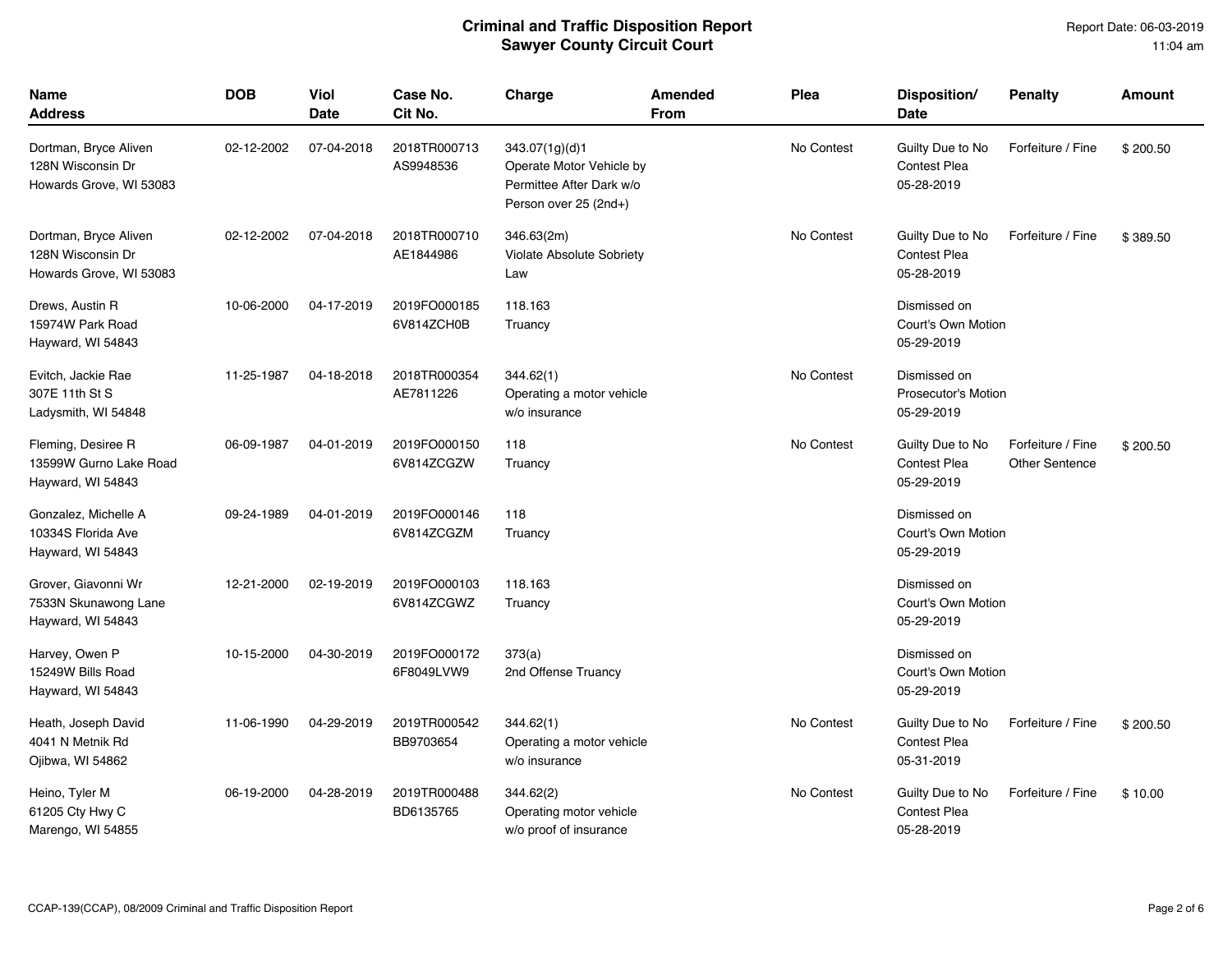# Criminal and Traffic Disposition Report
## Sawyer County Circuit Court

Report Date: 06-03-2019
11:04 am

| Name<br>Address | DOB | Viol<br>Date | Case No.<br>Cit No. | Charge | Amended<br>From | Plea | Disposition/<br>Date | Penalty | Amount |
|---|---|---|---|---|---|---|---|---|---|
| Dortman, Bryce Aliven<br>128N Wisconsin Dr<br>Howards Grove, WI 53083 | 02-12-2002 | 07-04-2018 | 2018TR000713<br>AS9948536 | 343.07(1g)(d)1<br>Operate Motor Vehicle by Permittee After Dark w/o Person over 25 (2nd+) | | No Contest | Guilty Due to No Contest Plea<br>05-28-2019 | Forfeiture / Fine | $ 200.50 |
| Dortman, Bryce Aliven<br>128N Wisconsin Dr<br>Howards Grove, WI 53083 | 02-12-2002 | 07-04-2018 | 2018TR000710<br>AE1844986 | 346.63(2m)<br>Violate Absolute Sobriety Law | | No Contest | Guilty Due to No Contest Plea<br>05-28-2019 | Forfeiture / Fine | $ 389.50 |
| Drews, Austin R<br>15974W Park Road<br>Hayward, WI 54843 | 10-06-2000 | 04-17-2019 | 2019FO000185<br>6V814ZCH0B | 118.163<br>Truancy | | | Dismissed on Court's Own Motion<br>05-29-2019 | | |
| Evitch, Jackie Rae<br>307E 11th St S<br>Ladysmith, WI 54848 | 11-25-1987 | 04-18-2018 | 2018TR000354<br>AE7811226 | 344.62(1)<br>Operating a motor vehicle w/o insurance | | No Contest | Dismissed on Prosecutor's Motion<br>05-29-2019 | | |
| Fleming, Desiree R<br>13599W Gurno Lake Road<br>Hayward, WI 54843 | 06-09-1987 | 04-01-2019 | 2019FO000150<br>6V814ZCGZW | 118<br>Truancy | | No Contest | Guilty Due to No Contest Plea<br>05-29-2019 | Forfeiture / Fine<br>Other Sentence | $ 200.50 |
| Gonzalez, Michelle A<br>10334S Florida Ave<br>Hayward, WI 54843 | 09-24-1989 | 04-01-2019 | 2019FO000146<br>6V814ZCGZM | 118<br>Truancy | | | Dismissed on Court's Own Motion<br>05-29-2019 | | |
| Grover, Giavonni Wr<br>7533N Skunawong Lane<br>Hayward, WI 54843 | 12-21-2000 | 02-19-2019 | 2019FO000103<br>6V814ZCGWZ | 118.163<br>Truancy | | | Dismissed on Court's Own Motion<br>05-29-2019 | | |
| Harvey, Owen P<br>15249W Bills Road<br>Hayward, WI 54843 | 10-15-2000 | 04-30-2019 | 2019FO000172<br>6F8049LVW9 | 373(a)<br>2nd Offense Truancy | | | Dismissed on Court's Own Motion<br>05-29-2019 | | |
| Heath, Joseph David<br>4041 N Metnik Rd<br>Ojibwa, WI 54862 | 11-06-1990 | 04-29-2019 | 2019TR000542<br>BB9703654 | 344.62(1)<br>Operating a motor vehicle w/o insurance | | No Contest | Guilty Due to No Contest Plea<br>05-31-2019 | Forfeiture / Fine | $ 200.50 |
| Heino, Tyler M<br>61205 Cty Hwy C<br>Marengo, WI 54855 | 06-19-2000 | 04-28-2019 | 2019TR000488<br>BD6135765 | 344.62(2)<br>Operating motor vehicle w/o proof of insurance | | No Contest | Guilty Due to No Contest Plea<br>05-28-2019 | Forfeiture / Fine | $ 10.00 |

CCAP-139(CCAP), 08/2009 Criminal and Traffic Disposition Report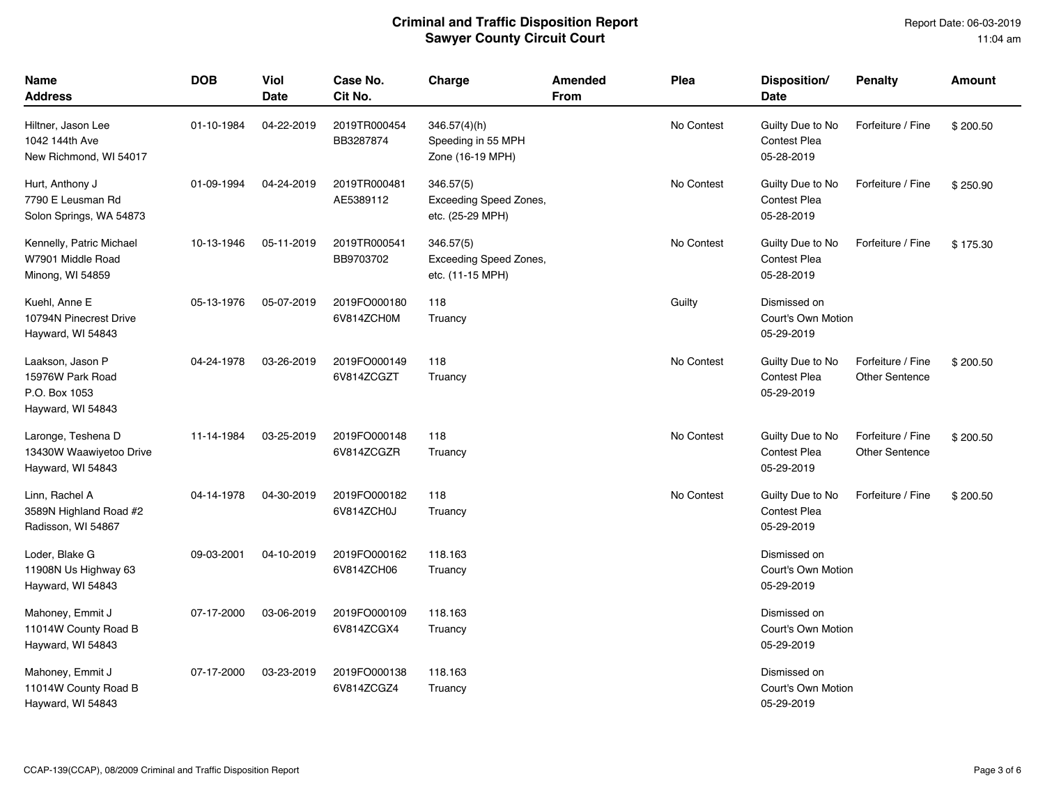# Criminal and Traffic Disposition Report
## Sawyer County Circuit Court

Report Date: 06-03-2019
11:04 am

| Name<br>Address | DOB | Viol Date | Case No.<br>Cit No. | Charge | Amended From | Plea | Disposition/<br>Date | Penalty | Amount |
|---|---|---|---|---|---|---|---|---|---|
| Hiltner, Jason Lee<br>1042 144th Ave<br>New Richmond, WI 54017 | 01-10-1984 | 04-22-2019 | 2019TR000454<br>BB3287874 | 346.57(4)(h)<br>Speeding in 55 MPH Zone (16-19 MPH) | | No Contest | Guilty Due to No Contest Plea<br>05-28-2019 | Forfeiture / Fine | $ 200.50 |
| Hurt, Anthony J<br>7790 E Leusman Rd<br>Solon Springs, WA 54873 | 01-09-1994 | 04-24-2019 | 2019TR000481<br>AE5389112 | 346.57(5)<br>Exceeding Speed Zones, etc. (25-29 MPH) | | No Contest | Guilty Due to No Contest Plea<br>05-28-2019 | Forfeiture / Fine | $ 250.90 |
| Kennelly, Patric Michael<br>W7901 Middle Road<br>Minong, WI 54859 | 10-13-1946 | 05-11-2019 | 2019TR000541<br>BB9703702 | 346.57(5)<br>Exceeding Speed Zones, etc. (11-15 MPH) | | No Contest | Guilty Due to No Contest Plea<br>05-28-2019 | Forfeiture / Fine | $ 175.30 |
| Kuehl, Anne E<br>10794N Pinecrest Drive<br>Hayward, WI 54843 | 05-13-1976 | 05-07-2019 | 2019FO000180<br>6V814ZCH0M | 118<br>Truancy | | Guilty | Dismissed on Court's Own Motion<br>05-29-2019 | | |
| Laakson, Jason P<br>15976W Park Road<br>P.O. Box 1053<br>Hayward, WI 54843 | 04-24-1978 | 03-26-2019 | 2019FO000149<br>6V814ZCGZT | 118<br>Truancy | | No Contest | Guilty Due to No Contest Plea<br>05-29-2019 | Forfeiture / Fine<br>Other Sentence | $ 200.50 |
| Laronge, Teshena D<br>13430W Waawiyetoo Drive<br>Hayward, WI 54843 | 11-14-1984 | 03-25-2019 | 2019FO000148<br>6V814ZCGZR | 118<br>Truancy | | No Contest | Guilty Due to No Contest Plea<br>05-29-2019 | Forfeiture / Fine<br>Other Sentence | $ 200.50 |
| Linn, Rachel A<br>3589N Highland Road #2<br>Radisson, WI 54867 | 04-14-1978 | 04-30-2019 | 2019FO000182<br>6V814ZCH0J | 118<br>Truancy | | No Contest | Guilty Due to No Contest Plea<br>05-29-2019 | Forfeiture / Fine | $ 200.50 |
| Loder, Blake G<br>11908N Us Highway 63<br>Hayward, WI 54843 | 09-03-2001 | 04-10-2019 | 2019FO000162<br>6V814ZCH06 | 118.163<br>Truancy | | | Dismissed on Court's Own Motion<br>05-29-2019 | | |
| Mahoney, Emmit J<br>11014W County Road B<br>Hayward, WI 54843 | 07-17-2000 | 03-06-2019 | 2019FO000109<br>6V814ZCGX4 | 118.163<br>Truancy | | | Dismissed on Court's Own Motion<br>05-29-2019 | | |
| Mahoney, Emmit J<br>11014W County Road B<br>Hayward, WI 54843 | 07-17-2000 | 03-23-2019 | 2019FO000138<br>6V814ZCGZ4 | 118.163<br>Truancy | | | Dismissed on Court's Own Motion<br>05-29-2019 | | |

CCAP-139(CCAP), 08/2009 Criminal and Traffic Disposition Report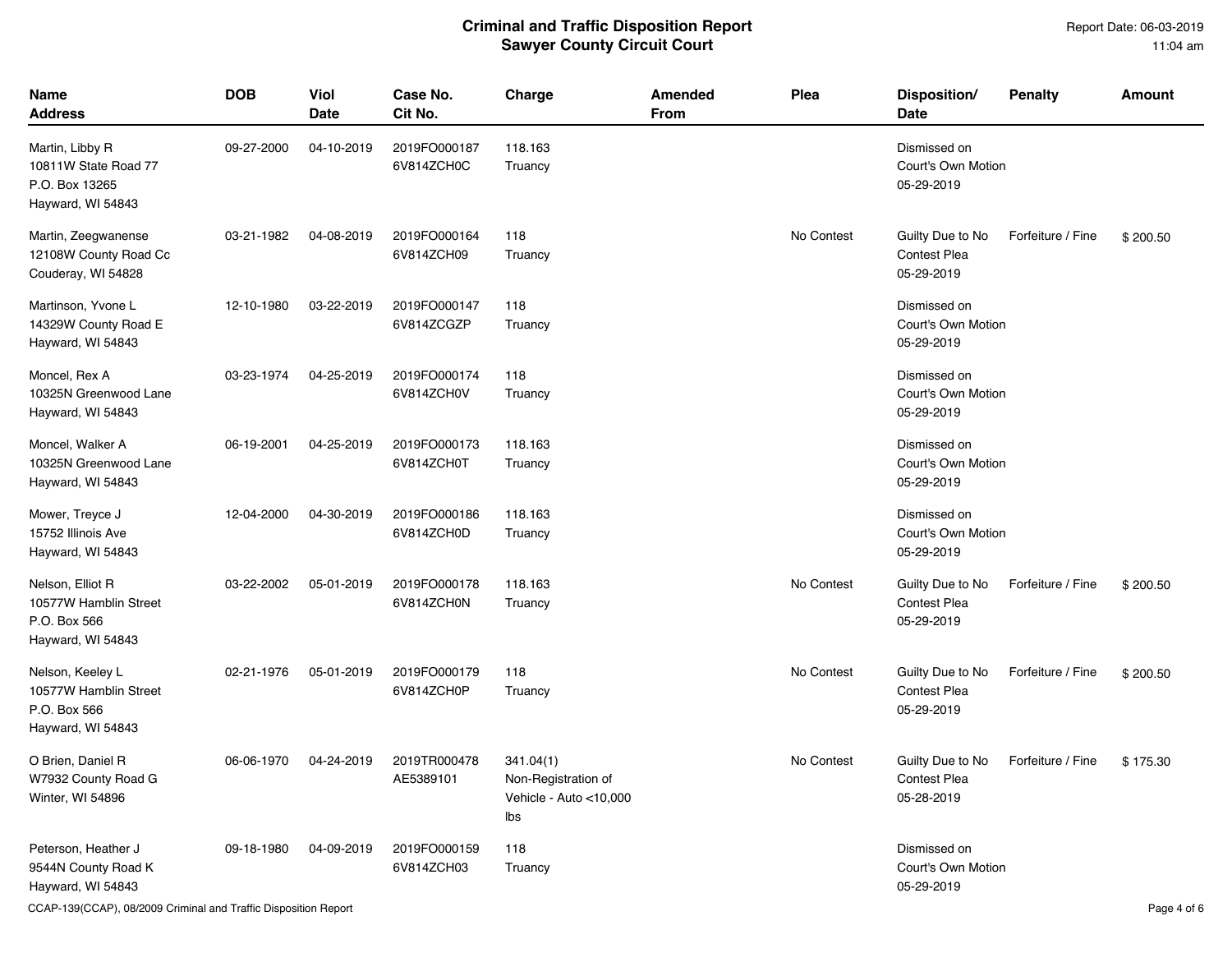# Criminal and Traffic Disposition Report
## Sawyer County Circuit Court

Report Date: 06-03-2019
11:04 am

| Name<br>Address | DOB | Viol<br>Date | Case No.<br>Cit No. | Charge | Amended<br>From | Plea | Disposition/<br>Date | Penalty | Amount |
|---|---|---|---|---|---|---|---|---|---|
| Martin, Libby R<br>10811W State Road 77<br>P.O. Box 13265<br>Hayward, WI 54843 | 09-27-2000 | 04-10-2019 | 2019FO000187<br>6V814ZCH0C | 118.163<br>Truancy | | | Dismissed on Court's Own Motion<br>05-29-2019 | | |
| Martin, Zeegwanense<br>12108W County Road Cc<br>Couderay, WI 54828 | 03-21-1982 | 04-08-2019 | 2019FO000164<br>6V814ZCH09 | 118<br>Truancy | | No Contest | Guilty Due to No Contest Plea<br>05-29-2019 | Forfeiture / Fine | $ 200.50 |
| Martinson, Yvone L<br>14329W County Road E<br>Hayward, WI 54843 | 12-10-1980 | 03-22-2019 | 2019FO000147<br>6V814ZCGZP | 118<br>Truancy | | | Dismissed on Court's Own Motion<br>05-29-2019 | | |
| Moncel, Rex A<br>10325N Greenwood Lane<br>Hayward, WI 54843 | 03-23-1974 | 04-25-2019 | 2019FO000174<br>6V814ZCH0V | 118<br>Truancy | | | Dismissed on Court's Own Motion<br>05-29-2019 | | |
| Moncel, Walker A<br>10325N Greenwood Lane<br>Hayward, WI 54843 | 06-19-2001 | 04-25-2019 | 2019FO000173<br>6V814ZCH0T | 118.163<br>Truancy | | | Dismissed on Court's Own Motion<br>05-29-2019 | | |
| Mower, Treyce J<br>15752 Illinois Ave<br>Hayward, WI 54843 | 12-04-2000 | 04-30-2019 | 2019FO000186<br>6V814ZCH0D | 118.163<br>Truancy | | | Dismissed on Court's Own Motion<br>05-29-2019 | | |
| Nelson, Elliot R<br>10577W Hamblin Street<br>P.O. Box 566<br>Hayward, WI 54843 | 03-22-2002 | 05-01-2019 | 2019FO000178<br>6V814ZCH0N | 118.163<br>Truancy | | No Contest | Guilty Due to No Contest Plea<br>05-29-2019 | Forfeiture / Fine | $ 200.50 |
| Nelson, Keeley L<br>10577W Hamblin Street<br>P.O. Box 566<br>Hayward, WI 54843 | 02-21-1976 | 05-01-2019 | 2019FO000179<br>6V814ZCH0P | 118<br>Truancy | | No Contest | Guilty Due to No Contest Plea<br>05-29-2019 | Forfeiture / Fine | $ 200.50 |
| O Brien, Daniel R<br>W7932 County Road G<br>Winter, WI 54896 | 06-06-1970 | 04-24-2019 | 2019TR000478<br>AE5389101 | 341.04(1)<br>Non-Registration of Vehicle - Auto <10,000 lbs | | No Contest | Guilty Due to No Contest Plea<br>05-28-2019 | Forfeiture / Fine | $ 175.30 |
| Peterson, Heather J<br>9544N County Road K<br>Hayward, WI 54843 | 09-18-1980 | 04-09-2019 | 2019FO000159<br>6V814ZCH03 | 118<br>Truancy | | | Dismissed on Court's Own Motion<br>05-29-2019 | | |

CCAP-139(CCAP), 08/2009 Criminal and Traffic Disposition Report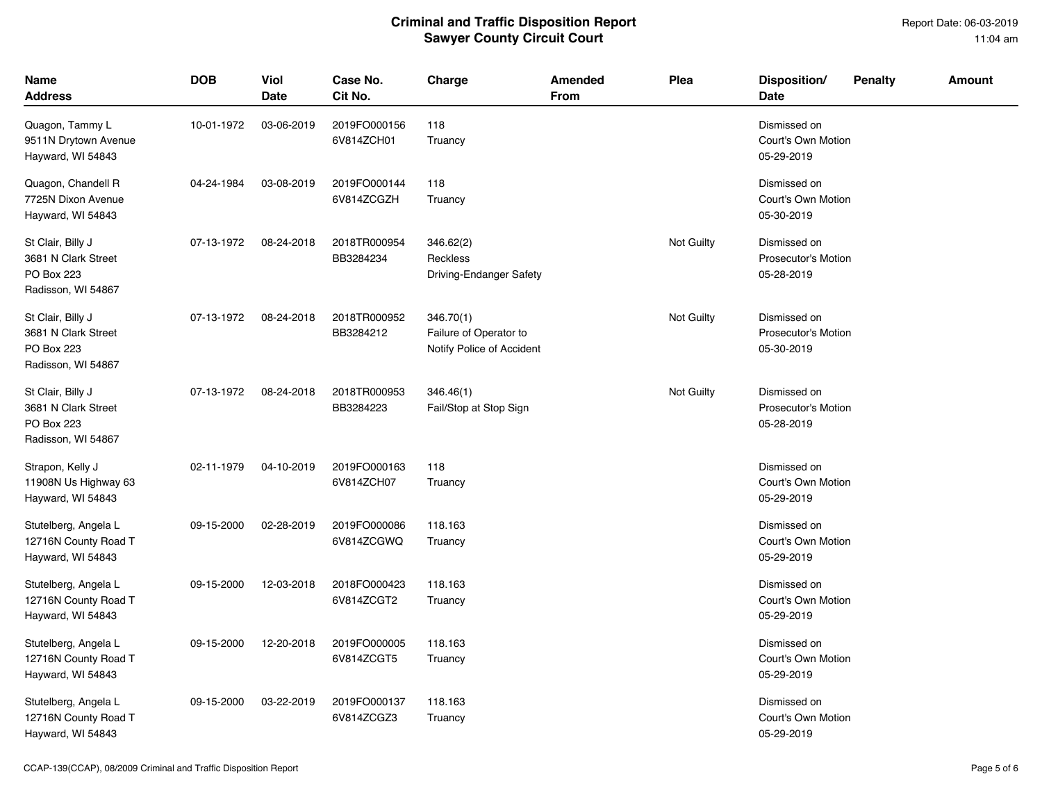# Criminal and Traffic Disposition Report
## Sawyer County Circuit Court

Report Date: 06-03-2019
11:04 am

| Name<br>Address | DOB | Viol<br>Date | Case No.<br>Cit No. | Charge | Amended<br>From | Plea | Disposition/<br>Date | Penalty | Amount |
|---|---|---|---|---|---|---|---|---|---|
| Quagon, Tammy L<br>9511N Drytown Avenue<br>Hayward, WI 54843 | 10-01-1972 | 03-06-2019 | 2019FO000156<br>6V814ZCH01 | 118<br>Truancy | | | Dismissed on<br>Court's Own Motion<br>05-29-2019 | | |
| Quagon, Chandell R<br>7725N Dixon Avenue<br>Hayward, WI 54843 | 04-24-1984 | 03-08-2019 | 2019FO000144<br>6V814ZCGZH | 118<br>Truancy | | | Dismissed on<br>Court's Own Motion<br>05-30-2019 | | |
| St Clair, Billy J<br>3681 N Clark Street<br>PO Box 223<br>Radisson, WI 54867 | 07-13-1972 | 08-24-2018 | 2018TR000954<br>BB3284234 | 346.62(2)<br>Reckless<br>Driving-Endanger Safety | | Not Guilty | Dismissed on<br>Prosecutor's Motion<br>05-28-2019 | | |
| St Clair, Billy J<br>3681 N Clark Street<br>PO Box 223<br>Radisson, WI 54867 | 07-13-1972 | 08-24-2018 | 2018TR000952<br>BB3284212 | 346.70(1)<br>Failure of Operator to<br>Notify Police of Accident | | Not Guilty | Dismissed on<br>Prosecutor's Motion<br>05-30-2019 | | |
| St Clair, Billy J<br>3681 N Clark Street<br>PO Box 223<br>Radisson, WI 54867 | 07-13-1972 | 08-24-2018 | 2018TR000953<br>BB3284223 | 346.46(1)<br>Fail/Stop at Stop Sign | | Not Guilty | Dismissed on<br>Prosecutor's Motion<br>05-28-2019 | | |
| Strapon, Kelly J<br>11908N Us Highway 63<br>Hayward, WI 54843 | 02-11-1979 | 04-10-2019 | 2019FO000163<br>6V814ZCH07 | 118<br>Truancy | | | Dismissed on<br>Court's Own Motion<br>05-29-2019 | | |
| Stutelberg, Angela L<br>12716N County Road T<br>Hayward, WI 54843 | 09-15-2000 | 02-28-2019 | 2019FO000086<br>6V814ZCGWQ | 118.163<br>Truancy | | | Dismissed on<br>Court's Own Motion<br>05-29-2019 | | |
| Stutelberg, Angela L<br>12716N County Road T<br>Hayward, WI 54843 | 09-15-2000 | 12-03-2018 | 2018FO000423<br>6V814ZCGT2 | 118.163<br>Truancy | | | Dismissed on<br>Court's Own Motion<br>05-29-2019 | | |
| Stutelberg, Angela L<br>12716N County Road T<br>Hayward, WI 54843 | 09-15-2000 | 12-20-2018 | 2019FO000005<br>6V814ZCGT5 | 118.163<br>Truancy | | | Dismissed on<br>Court's Own Motion<br>05-29-2019 | | |
| Stutelberg, Angela L<br>12716N County Road T<br>Hayward, WI 54843 | 09-15-2000 | 03-22-2019 | 2019FO000137<br>6V814ZCGZ3 | 118.163<br>Truancy | | | Dismissed on<br>Court's Own Motion<br>05-29-2019 | | |

CCAP-139(CCAP), 08/2009 Criminal and Traffic Disposition Report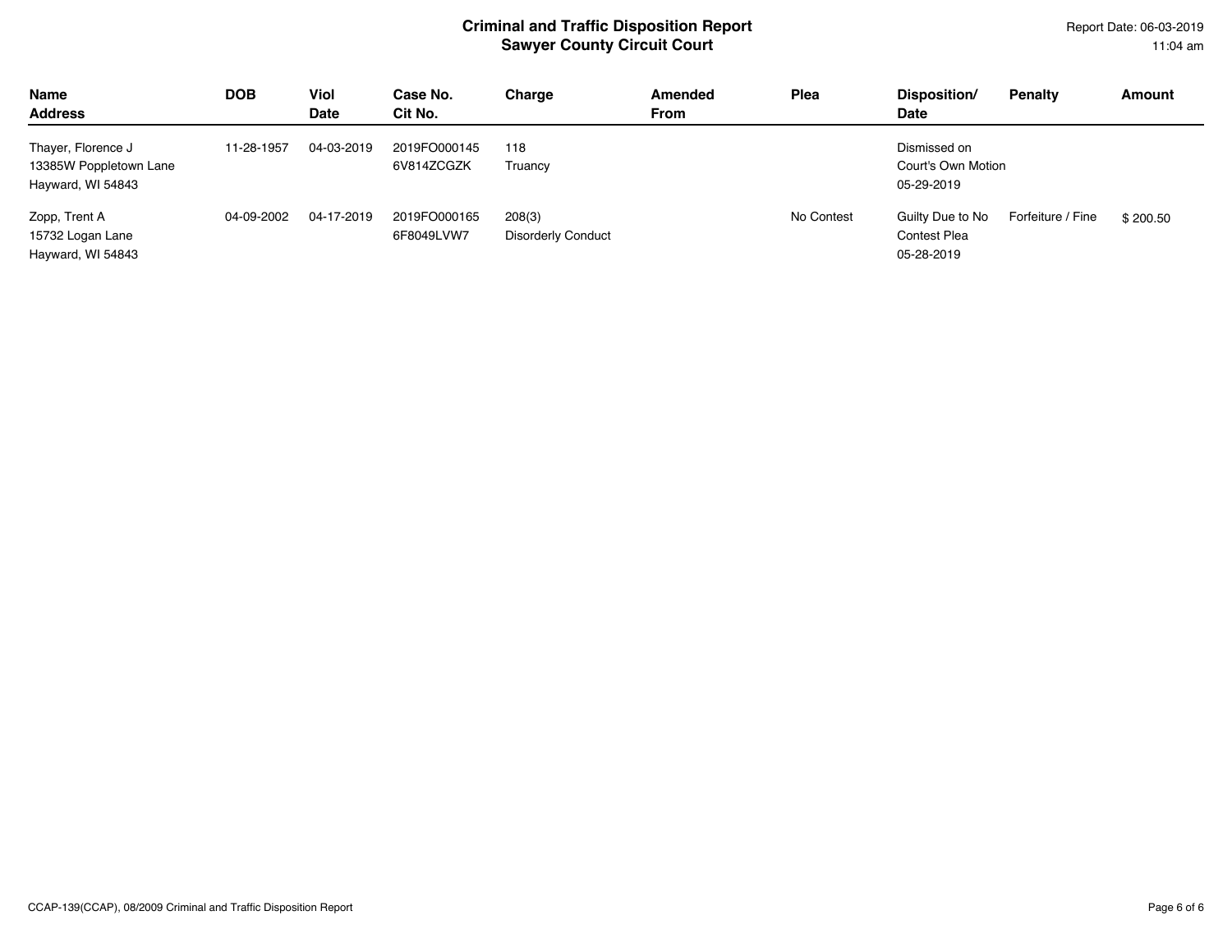# Criminal and Traffic Disposition Report
## Sawyer County Circuit Court

Report Date: 06-03-2019
11:04 am

| Name<br>Address | DOB | Viol<br>Date | Case No.<br>Cit No. | Charge | Amended<br>From | Plea | Disposition/<br>Date | Penalty | Amount |
|---|---|---|---|---|---|---|---|---|---|
| Thayer, Florence J<br>13385W Poppletown Lane<br>Hayward, WI 54843 | 11-28-1957 | 04-03-2019 | 2019FO000145<br>6V814ZCGZK | 118<br>Truancy | | | Dismissed on<br>Court's Own Motion<br>05-29-2019 | | |
| Zopp, Trent A<br>15732 Logan Lane<br>Hayward, WI 54843 | 04-09-2002 | 04-17-2019 | 2019FO000165<br>6F8049LVW7 | 208(3)<br>Disorderly Conduct | | No Contest | Guilty Due to No<br>Contest Plea<br>05-28-2019 | Forfeiture / Fine | $ 200.50 |

CCAP-139(CCAP), 08/2009 Criminal and Traffic Disposition Report